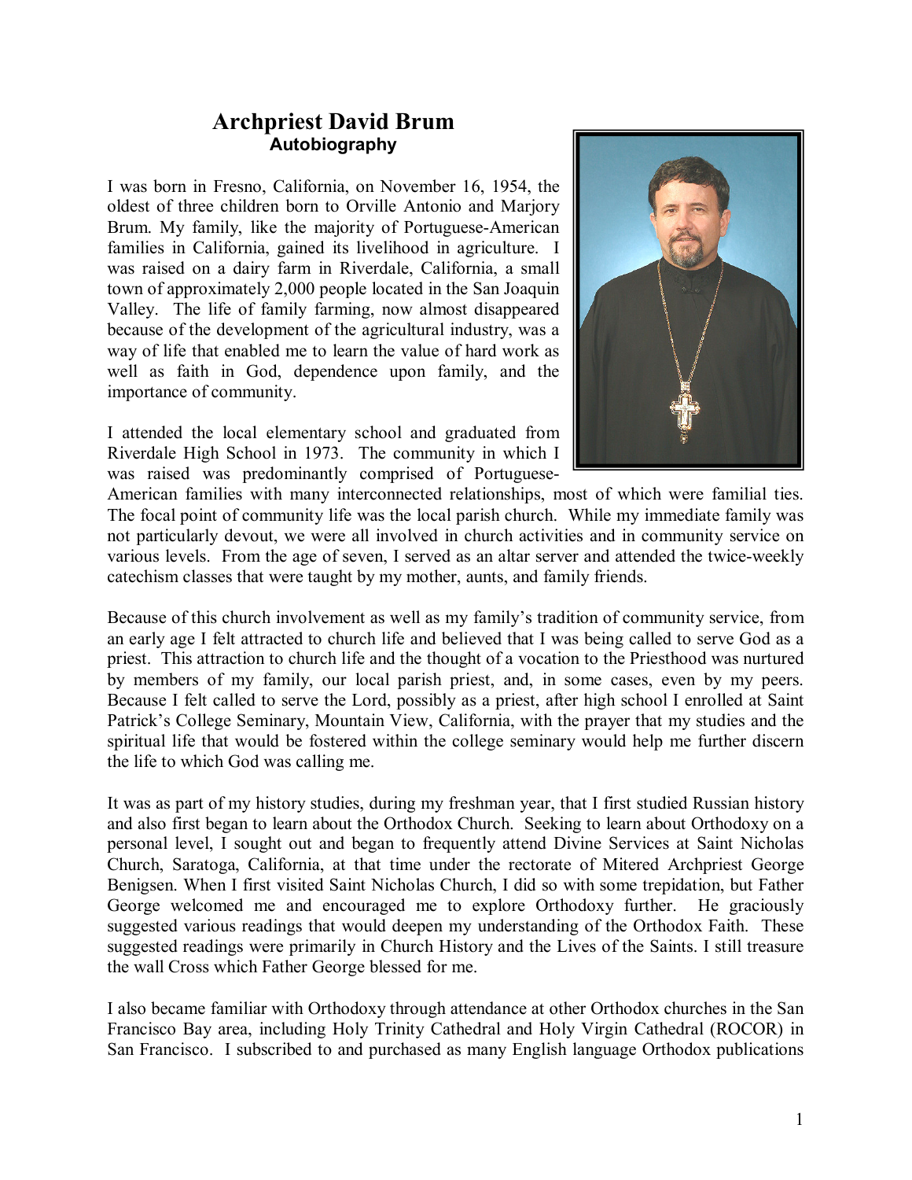# Archpriest David Brum

## Autobiography

I was born in Fresno, California, on November 16, 1954, the oldest of three children born to Orville Antonio and Marjory Brum. My family, like the majority of Portuguese-American families in California, gained its livelihood in agriculture. I was raised on a dairy farm in Riverdale, California, a small town of approximately 2,000 people located in the San Joaquin Valley. The life of family farming, now almost disappeared because of the development of the agricultural industry, was a way of life that enabled me to learn the value of hard work as well as faith in God, dependence upon family, and the importance of community.

I attended the local elementary school and graduated from Riverdale High School in 1973. The community in which I was raised was predominantly comprised of Portuguese-American families with many interconnected relationships, most of which were familial ties. The focal point of community life was the local parish church. While my immediate family was not particularly devout, we were all involved in church activities and in community service on various levels. From the age of seven, I served as an altar server and attended the twice-weekly catechism classes that were taught by my mother, aunts, and family friends.

Because of this church involvement as well as my family's tradition of community service, from an early age I felt attracted to church life and believed that I was being called to serve God as a priest. This attraction to church life and the thought of a vocation to the Priesthood was nurtured by members of my family, our local parish priest, and, in some cases, even by my peers. Because I felt called to serve the Lord, possibly as a priest, after high school I enrolled at Saint Patrick's College Seminary, Mountain View, California, with the prayer that my studies and the spiritual life that would be fostered within the college seminary would help me further discern the life to which God was calling me.

It was as part of my history studies, during my freshman year, that I first studied Russian history and also first began to learn about the Orthodox Church. Seeking to learn about Orthodoxy on a personal level, I sought out and began to frequently attend Divine Services at Saint Nicholas Church, Saratoga, California, at that time under the rectorate of Mitered Archpriest George Benigsen. When I first visited Saint Nicholas Church, I did so with some trepidation, but Father George welcomed me and encouraged me to explore Orthodoxy further. He graciously suggested various readings that would deepen my understanding of the Orthodox Faith. These suggested readings were primarily in Church History and the Lives of the Saints. I still treasure the wall Cross which Father George blessed for me.

I also became familiar with Orthodoxy through attendance at other Orthodox churches in the San Francisco Bay area, including Holy Trinity Cathedral and Holy Virgin Cathedral (ROCOR) in San Francisco. I subscribed to and purchased as many English language Orthodox publications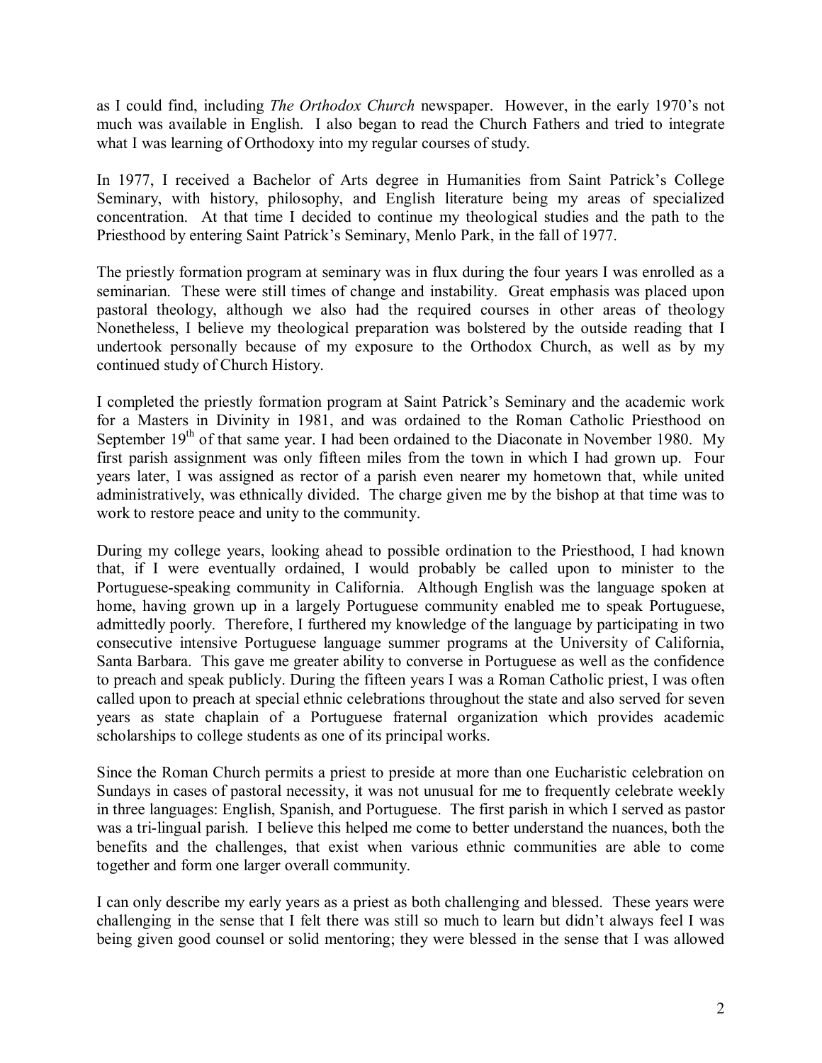as I could find, including *The Orthodox Church* newspaper. However, in the early 1970's not much was available in English. I also began to read the Church Fathers and tried to integrate what I was learning of Orthodoxy into my regular courses of study.

In 1977, I received a Bachelor of Arts degree in Humanities from Saint Patrick's College Seminary, with history, philosophy, and English literature being my areas of specialized concentration. At that time I decided to continue my theological studies and the path to the Priesthood by entering Saint Patrick's Seminary, Menlo Park, in the fall of 1977.

The priestly formation program at seminary was in flux during the four years I was enrolled as a seminarian. These were still times of change and instability. Great emphasis was placed upon pastoral theology, although we also had the required courses in other areas of theology Nonetheless, I believe my theological preparation was bolstered by the outside reading that I undertook personally because of my exposure to the Orthodox Church, as well as by my continued study of Church History.

I completed the priestly formation program at Saint Patrick's Seminary and the academic work for a Masters in Divinity in 1981, and was ordained to the Roman Catholic Priesthood on September 19th of that same year. I had been ordained to the Diaconate in November 1980. My first parish assignment was only fifteen miles from the town in which I had grown up. Four years later, I was assigned as rector of a parish even nearer my hometown that, while united administratively, was ethnically divided. The charge given me by the bishop at that time was to work to restore peace and unity to the community.

During my college years, looking ahead to possible ordination to the Priesthood, I had known that, if I were eventually ordained, I would probably be called upon to minister to the Portuguese-speaking community in California. Although English was the language spoken at home, having grown up in a largely Portuguese community enabled me to speak Portuguese, admittedly poorly. Therefore, I furthered my knowledge of the language by participating in two consecutive intensive Portuguese language summer programs at the University of California, Santa Barbara. This gave me greater ability to converse in Portuguese as well as the confidence to preach and speak publicly. During the fifteen years I was a Roman Catholic priest, I was often called upon to preach at special ethnic celebrations throughout the state and also served for seven years as state chaplain of a Portuguese fraternal organization which provides academic scholarships to college students as one of its principal works.

Since the Roman Church permits a priest to preside at more than one Eucharistic celebration on Sundays in cases of pastoral necessity, it was not unusual for me to frequently celebrate weekly in three languages: English, Spanish, and Portuguese. The first parish in which I served as pastor was a tri-lingual parish. I believe this helped me come to better understand the nuances, both the benefits and the challenges, that exist when various ethnic communities are able to come together and form one larger overall community.

I can only describe my early years as a priest as both challenging and blessed. These years were challenging in the sense that I felt there was still so much to learn but didn't always feel I was being given good counsel or solid mentoring; they were blessed in the sense that I was allowed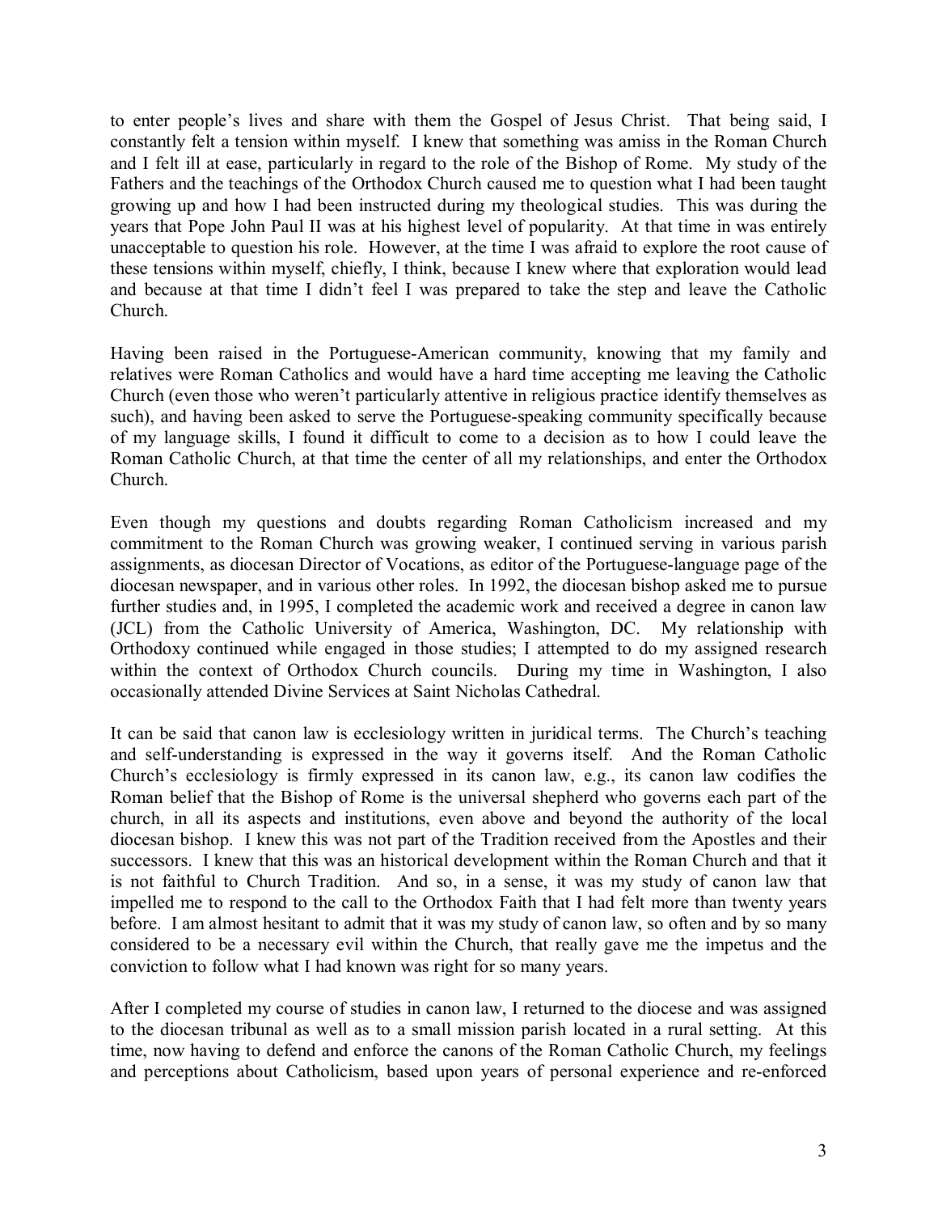to enter people's lives and share with them the Gospel of Jesus Christ. That being said, I constantly felt a tension within myself. I knew that something was amiss in the Roman Church and I felt ill at ease, particularly in regard to the role of the Bishop of Rome. My study of the Fathers and the teachings of the Orthodox Church caused me to question what I had been taught growing up and how I had been instructed during my theological studies. This was during the years that Pope John Paul II was at his highest level of popularity. At that time in was entirely unacceptable to question his role. However, at the time I was afraid to explore the root cause of these tensions within myself, chiefly, I think, because I knew where that exploration would lead and because at that time I didn't feel I was prepared to take the step and leave the Catholic Church.

Having been raised in the Portuguese-American community, knowing that my family and relatives were Roman Catholics and would have a hard time accepting me leaving the Catholic Church (even those who weren't particularly attentive in religious practice identify themselves as such), and having been asked to serve the Portuguese-speaking community specifically because of my language skills, I found it difficult to come to a decision as to how I could leave the Roman Catholic Church, at that time the center of all my relationships, and enter the Orthodox Church.

Even though my questions and doubts regarding Roman Catholicism increased and my commitment to the Roman Church was growing weaker, I continued serving in various parish assignments, as diocesan Director of Vocations, as editor of the Portuguese-language page of the diocesan newspaper, and in various other roles. In 1992, the diocesan bishop asked me to pursue further studies and, in 1995, I completed the academic work and received a degree in canon law (JCL) from the Catholic University of America, Washington, DC. My relationship with Orthodoxy continued while engaged in those studies; I attempted to do my assigned research within the context of Orthodox Church councils. During my time in Washington, I also occasionally attended Divine Services at Saint Nicholas Cathedral.

It can be said that canon law is ecclesiology written in juridical terms. The Church's teaching and self-understanding is expressed in the way it governs itself. And the Roman Catholic Church's ecclesiology is firmly expressed in its canon law, e.g., its canon law codifies the Roman belief that the Bishop of Rome is the universal shepherd who governs each part of the church, in all its aspects and institutions, even above and beyond the authority of the local diocesan bishop. I knew this was not part of the Tradition received from the Apostles and their successors. I knew that this was an historical development within the Roman Church and that it is not faithful to Church Tradition. And so, in a sense, it was my study of canon law that impelled me to respond to the call to the Orthodox Faith that I had felt more than twenty years before. I am almost hesitant to admit that it was my study of canon law, so often and by so many considered to be a necessary evil within the Church, that really gave me the impetus and the conviction to follow what I had known was right for so many years.

After I completed my course of studies in canon law, I returned to the diocese and was assigned to the diocesan tribunal as well as to a small mission parish located in a rural setting. At this time, now having to defend and enforce the canons of the Roman Catholic Church, my feelings and perceptions about Catholicism, based upon years of personal experience and re-enforced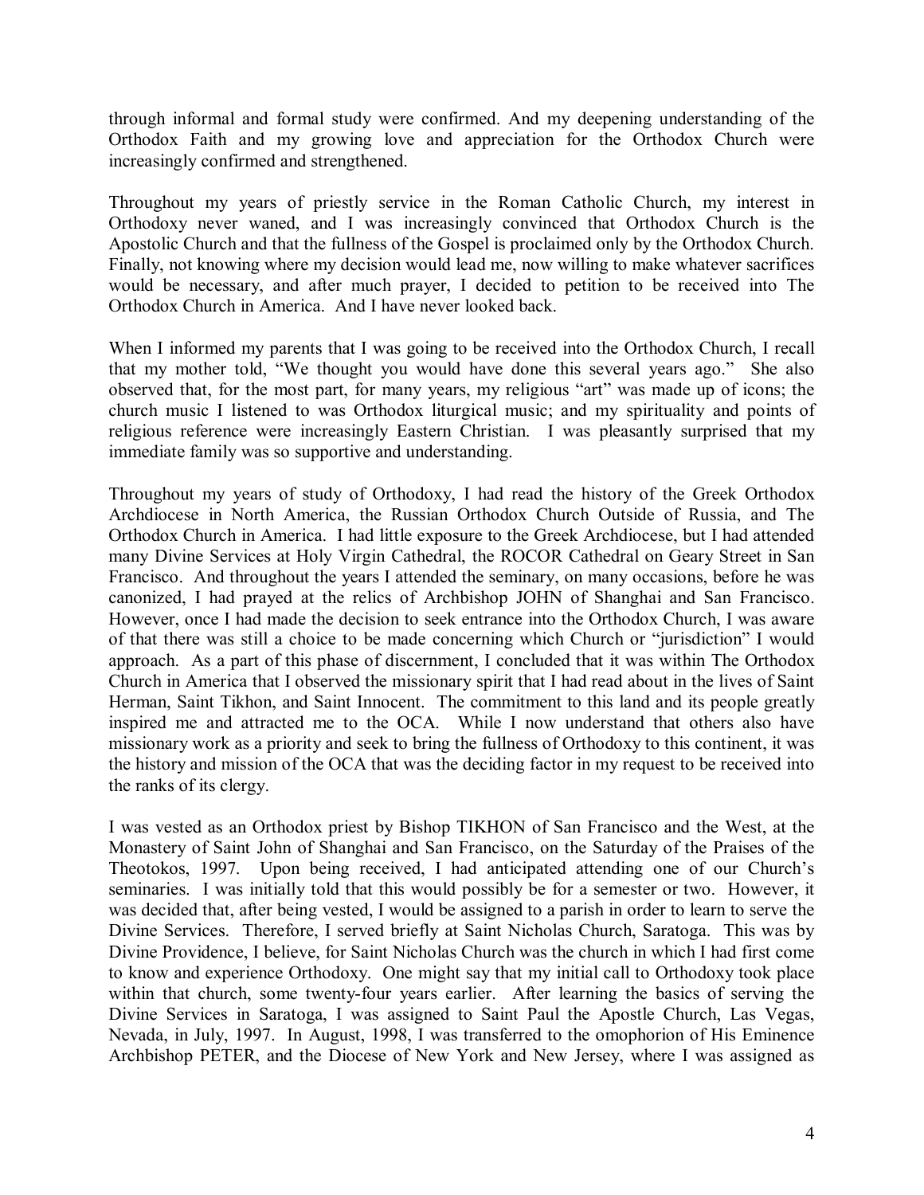through informal and formal study were confirmed. And my deepening understanding of the Orthodox Faith and my growing love and appreciation for the Orthodox Church were increasingly confirmed and strengthened.

Throughout my years of priestly service in the Roman Catholic Church, my interest in Orthodoxy never waned, and I was increasingly convinced that Orthodox Church is the Apostolic Church and that the fullness of the Gospel is proclaimed only by the Orthodox Church. Finally, not knowing where my decision would lead me, now willing to make whatever sacrifices would be necessary, and after much prayer, I decided to petition to be received into The Orthodox Church in America. And I have never looked back.

When I informed my parents that I was going to be received into the Orthodox Church, I recall that my mother told, "We thought you would have done this several years ago." She also observed that, for the most part, for many years, my religious "art" was made up of icons; the church music I listened to was Orthodox liturgical music; and my spirituality and points of religious reference were increasingly Eastern Christian. I was pleasantly surprised that my immediate family was so supportive and understanding.

Throughout my years of study of Orthodoxy, I had read the history of the Greek Orthodox Archdiocese in North America, the Russian Orthodox Church Outside of Russia, and The Orthodox Church in America. I had little exposure to the Greek Archdiocese, but I had attended many Divine Services at Holy Virgin Cathedral, the ROCOR Cathedral on Geary Street in San Francisco. And throughout the years I attended the seminary, on many occasions, before he was canonized, I had prayed at the relics of Archbishop JOHN of Shanghai and San Francisco. However, once I had made the decision to seek entrance into the Orthodox Church, I was aware of that there was still a choice to be made concerning which Church or "jurisdiction" I would approach. As a part of this phase of discernment, I concluded that it was within The Orthodox Church in America that I observed the missionary spirit that I had read about in the lives of Saint Herman, Saint Tikhon, and Saint Innocent. The commitment to this land and its people greatly inspired me and attracted me to the OCA. While I now understand that others also have missionary work as a priority and seek to bring the fullness of Orthodoxy to this continent, it was the history and mission of the OCA that was the deciding factor in my request to be received into the ranks of its clergy.

I was vested as an Orthodox priest by Bishop TIKHON of San Francisco and the West, at the Monastery of Saint John of Shanghai and San Francisco, on the Saturday of the Praises of the Theotokos, 1997. Upon being received, I had anticipated attending one of our Church's seminaries. I was initially told that this would possibly be for a semester or two. However, it was decided that, after being vested, I would be assigned to a parish in order to learn to serve the Divine Services. Therefore, I served briefly at Saint Nicholas Church, Saratoga. This was by Divine Providence, I believe, for Saint Nicholas Church was the church in which I had first come to know and experience Orthodoxy. One might say that my initial call to Orthodoxy took place within that church, some twenty-four years earlier. After learning the basics of serving the Divine Services in Saratoga, I was assigned to Saint Paul the Apostle Church, Las Vegas, Nevada, in July, 1997. In August, 1998, I was transferred to the omophorion of His Eminence Archbishop PETER, and the Diocese of New York and New Jersey, where I was assigned as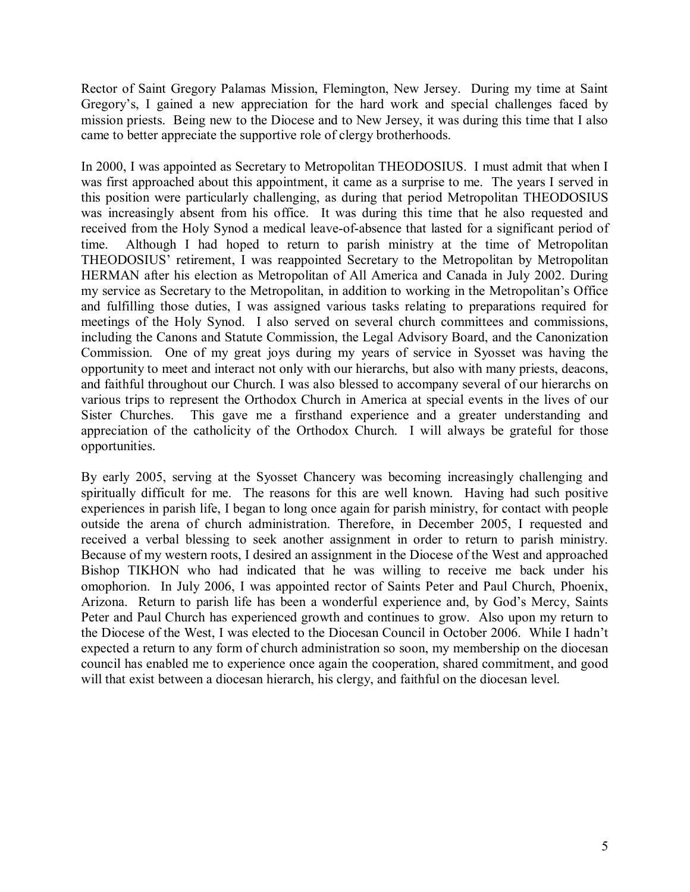Rector of Saint Gregory Palamas Mission, Flemington, New Jersey. During my time at Saint Gregory's, I gained a new appreciation for the hard work and special challenges faced by mission priests. Being new to the Diocese and to New Jersey, it was during this time that I also came to better appreciate the supportive role of clergy brotherhoods.

In 2000, I was appointed as Secretary to Metropolitan THEODOSIUS. I must admit that when I was first approached about this appointment, it came as a surprise to me. The years I served in this position were particularly challenging, as during that period Metropolitan THEODOSIUS was increasingly absent from his office. It was during this time that he also requested and received from the Holy Synod a medical leave-of-absence that lasted for a significant period of time. Although I had hoped to return to parish ministry at the time of Metropolitan THEODOSIUS' retirement, I was reappointed Secretary to the Metropolitan by Metropolitan HERMAN after his election as Metropolitan of All America and Canada in July 2002. During my service as Secretary to the Metropolitan, in addition to working in the Metropolitan's Office and fulfilling those duties, I was assigned various tasks relating to preparations required for meetings of the Holy Synod. I also served on several church committees and commissions, including the Canons and Statute Commission, the Legal Advisory Board, and the Canonization Commission. One of my great joys during my years of service in Syosset was having the opportunity to meet and interact not only with our hierarchs, but also with many priests, deacons, and faithful throughout our Church. I was also blessed to accompany several of our hierarchs on various trips to represent the Orthodox Church in America at special events in the lives of our Sister Churches. This gave me a firsthand experience and a greater understanding and appreciation of the catholicity of the Orthodox Church. I will always be grateful for those opportunities.

By early 2005, serving at the Syosset Chancery was becoming increasingly challenging and spiritually difficult for me. The reasons for this are well known. Having had such positive experiences in parish life, I began to long once again for parish ministry, for contact with people outside the arena of church administration. Therefore, in December 2005, I requested and received a verbal blessing to seek another assignment in order to return to parish ministry. Because of my western roots, I desired an assignment in the Diocese of the West and approached Bishop TIKHON who had indicated that he was willing to receive me back under his omophorion. In July 2006, I was appointed rector of Saints Peter and Paul Church, Phoenix, Arizona. Return to parish life has been a wonderful experience and, by God's Mercy, Saints Peter and Paul Church has experienced growth and continues to grow. Also upon my return to the Diocese of the West, I was elected to the Diocesan Council in October 2006. While I hadn't expected a return to any form of church administration so soon, my membership on the diocesan council has enabled me to experience once again the cooperation, shared commitment, and good will that exist between a diocesan hierarch, his clergy, and faithful on the diocesan level.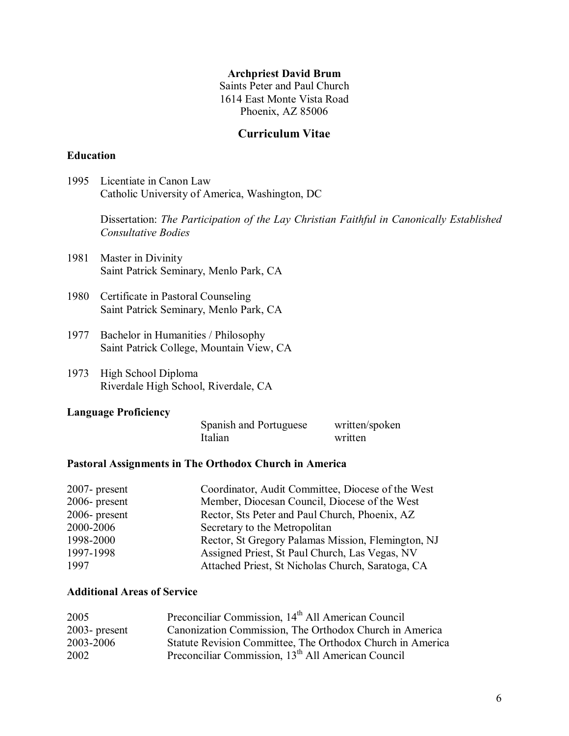**Archpriest David Brum**
Saints Peter and Paul Church
1614 East Monte Vista Road
Phoenix, AZ 85006

## Curriculum Vitae

### Education

1995 Licentiate in Canon Law
Catholic University of America, Washington, DC

Dissertation: *The Participation of the Lay Christian Faithful in Canonically Established Consultative Bodies*

1981 Master in Divinity
Saint Patrick Seminary, Menlo Park, CA

1980 Certificate in Pastoral Counseling
Saint Patrick Seminary, Menlo Park, CA

1977 Bachelor in Humanities / Philosophy
Saint Patrick College, Mountain View, CA

1973 High School Diploma
Riverdale High School, Riverdale, CA

### Language Proficiency

| | |
|---|---|
| Spanish and Portuguese | written/spoken |
| Italian | written |

### Pastoral Assignments in The Orthodox Church in America

| | |
|---|---|
| 2007- present | Coordinator, Audit Committee, Diocese of the West |
| 2006- present | Member, Diocesan Council, Diocese of the West |
| 2006- present | Rector, Sts Peter and Paul Church, Phoenix, AZ |
| 2000-2006 | Secretary to the Metropolitan |
| 1998-2000 | Rector, St Gregory Palamas Mission, Flemington, NJ |
| 1997-1998 | Assigned Priest, St Paul Church, Las Vegas, NV |
| 1997 | Attached Priest, St Nicholas Church, Saratoga, CA |

### Additional Areas of Service

| | |
|---|---|
| 2005 | Preconciliar Commission, 14th All American Council |
| 2003- present | Canonization Commission, The Orthodox Church in America |
| 2003-2006 | Statute Revision Committee, The Orthodox Church in America |
| 2002 | Preconciliar Commission, 13th All American Council |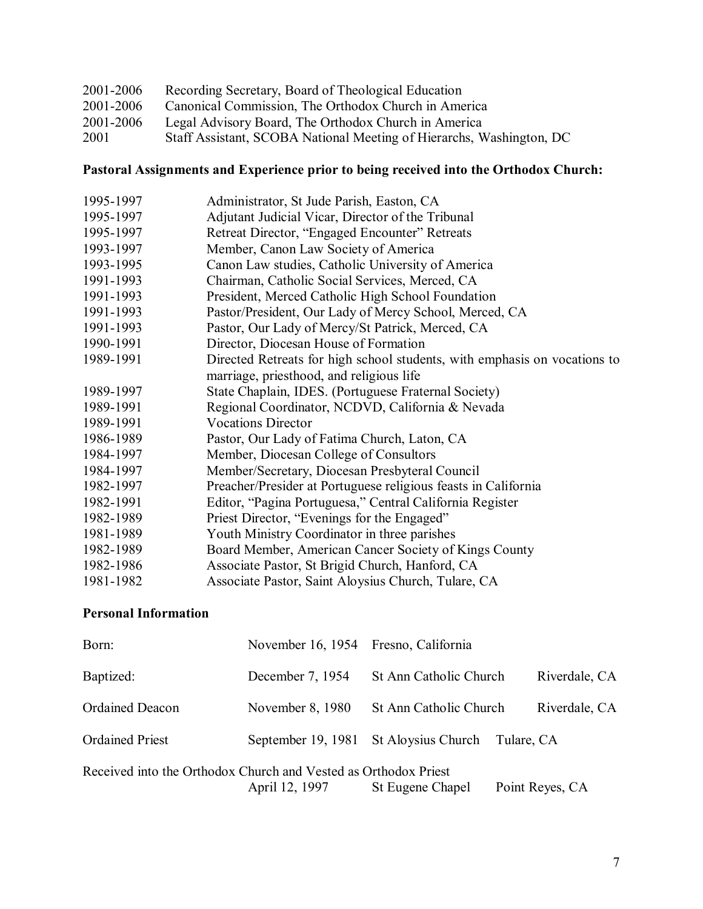2001-2006 Recording Secretary, Board of Theological Education
2001-2006 Canonical Commission, The Orthodox Church in America
2001-2006 Legal Advisory Board, The Orthodox Church in America
2001 Staff Assistant, SCOBA National Meeting of Hierarchs, Washington, DC

**Pastoral Assignments and Experience prior to being received into the Orthodox Church:**

1995-1997 Administrator, St Jude Parish, Easton, CA
1995-1997 Adjutant Judicial Vicar, Director of the Tribunal
1995-1997 Retreat Director, "Engaged Encounter" Retreats
1993-1997 Member, Canon Law Society of America
1993-1995 Canon Law studies, Catholic University of America
1991-1993 Chairman, Catholic Social Services, Merced, CA
1991-1993 President, Merced Catholic High School Foundation
1991-1993 Pastor/President, Our Lady of Mercy School, Merced, CA
1991-1993 Pastor, Our Lady of Mercy/St Patrick, Merced, CA
1990-1991 Director, Diocesan House of Formation
1989-1991 Directed Retreats for high school students, with emphasis on vocations to marriage, priesthood, and religious life
1989-1997 State Chaplain, IDES. (Portuguese Fraternal Society)
1989-1991 Regional Coordinator, NCDVD, California & Nevada
1989-1991 Vocations Director
1986-1989 Pastor, Our Lady of Fatima Church, Laton, CA
1984-1997 Member, Diocesan College of Consultors
1984-1997 Member/Secretary, Diocesan Presbyteral Council
1982-1997 Preacher/Presider at Portuguese religious feasts in California
1982-1991 Editor, "Pagina Portuguesa," Central California Register
1982-1989 Priest Director, "Evenings for the Engaged"
1981-1989 Youth Ministry Coordinator in three parishes
1982-1989 Board Member, American Cancer Society of Kings County
1982-1986 Associate Pastor, St Brigid Church, Hanford, CA
1981-1982 Associate Pastor, Saint Aloysius Church, Tulare, CA

**Personal Information**

| | | | |
|---|---|---|---|
| Born: | November 16, 1954 | Fresno, California | |
| Baptized: | December 7, 1954 | St Ann Catholic Church | Riverdale, CA |
| Ordained Deacon | November 8, 1980 | St Ann Catholic Church | Riverdale, CA |
| Ordained Priest | September 19, 1981 | St Aloysius Church | Tulare, CA |

Received into the Orthodox Church and Vested as Orthodox Priest
April 12, 1997 St Eugene Chapel Point Reyes, CA